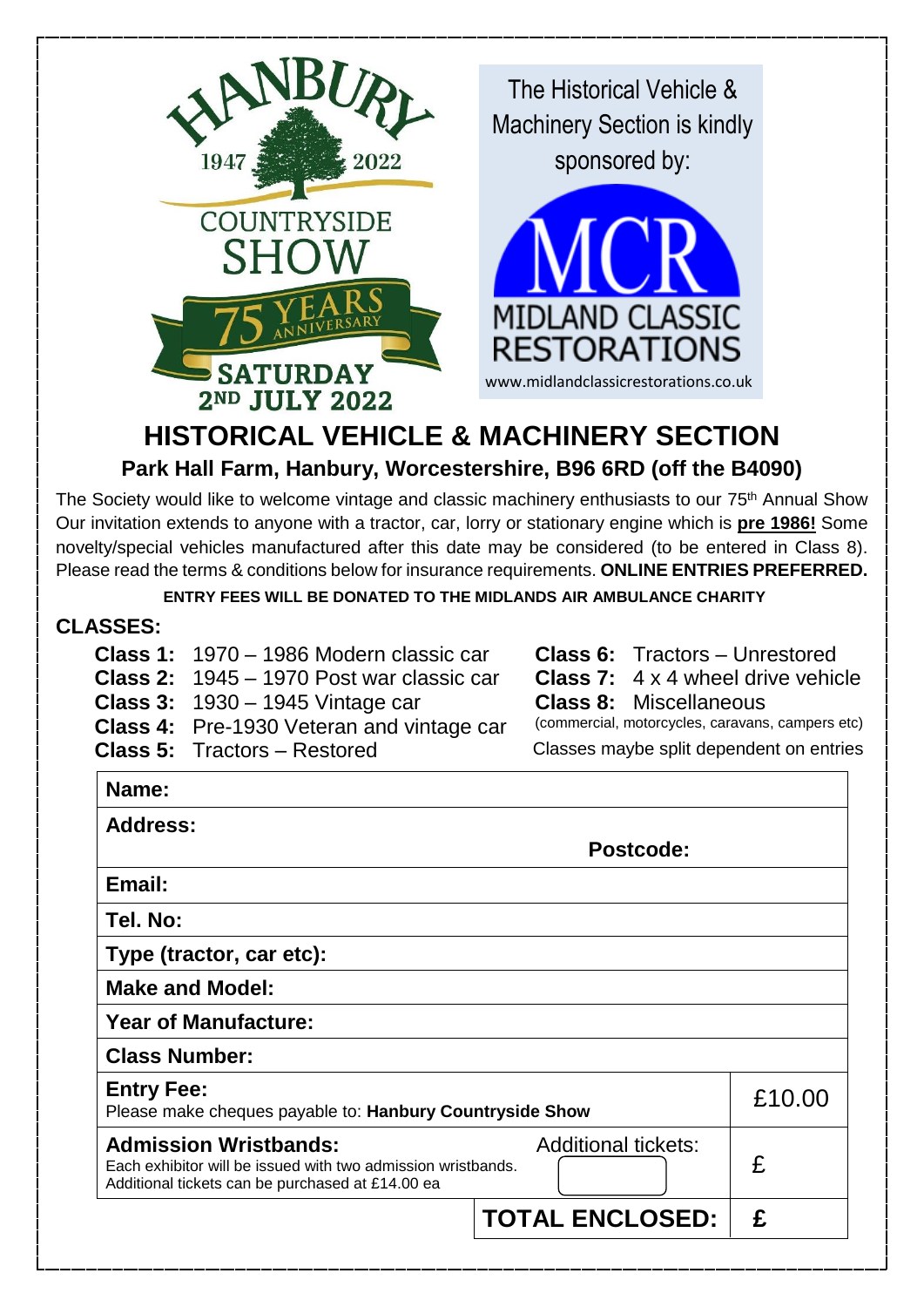HANBURY
1947 2022
COUNTRYSIDE SHOW
75 YEARS ANNIVERSARY
SATURDAY 2ND JULY 2022

The Historical Vehicle & Machinery Section is kindly sponsored by:

MCR
MIDLAND CLASSIC RESTORATIONS
www.midlandclassicrestorations.co.uk

# HISTORICAL VEHICLE & MACHINERY SECTION

## Park Hall Farm, Hanbury, Worcestershire, B96 6RD (off the B4090)

The Society would like to welcome vintage and classic machinery enthusiasts to our 75th Annual Show Our invitation extends to anyone with a tractor, car, lorry or stationary engine which is **pre 1986!** Some novelty/special vehicles manufactured after this date may be considered (to be entered in Class 8). Please read the terms & conditions below for insurance requirements. **ONLINE ENTRIES PREFERRED.**

**ENTRY FEES WILL BE DONATED TO THE MIDLANDS AIR AMBULANCE CHARITY**

### CLASSES:

- **Class 1:** 1970 – 1986 Modern classic car
- **Class 2:** 1945 – 1970 Post war classic car
- **Class 3:** 1930 – 1945 Vintage car
- **Class 4:** Pre-1930 Veteran and vintage car
- **Class 5:** Tractors – Restored
- **Class 6:** Tractors – Unrestored
- **Class 7:** 4 x 4 wheel drive vehicle
- **Class 8:** Miscellaneous (commercial, motorcycles, caravans, campers etc)

Classes maybe split dependent on entries

| | |
|---|---|
| **Name:** | |
| **Address:** **Postcode:** | |
| **Email:** | |
| **Tel. No:** | |
| **Type (tractor, car etc):** | |
| **Make and Model:** | |
| **Year of Manufacture:** | |
| **Class Number:** | |
| **Entry Fee:** Please make cheques payable to: **Hanbury Countryside Show** | £10.00 |
| **Admission Wristbands:** Each exhibitor will be issued with two admission wristbands. Additional tickets can be purchased at £14.00 ea. Additional tickets: | £ |
| **TOTAL ENCLOSED:** | £ |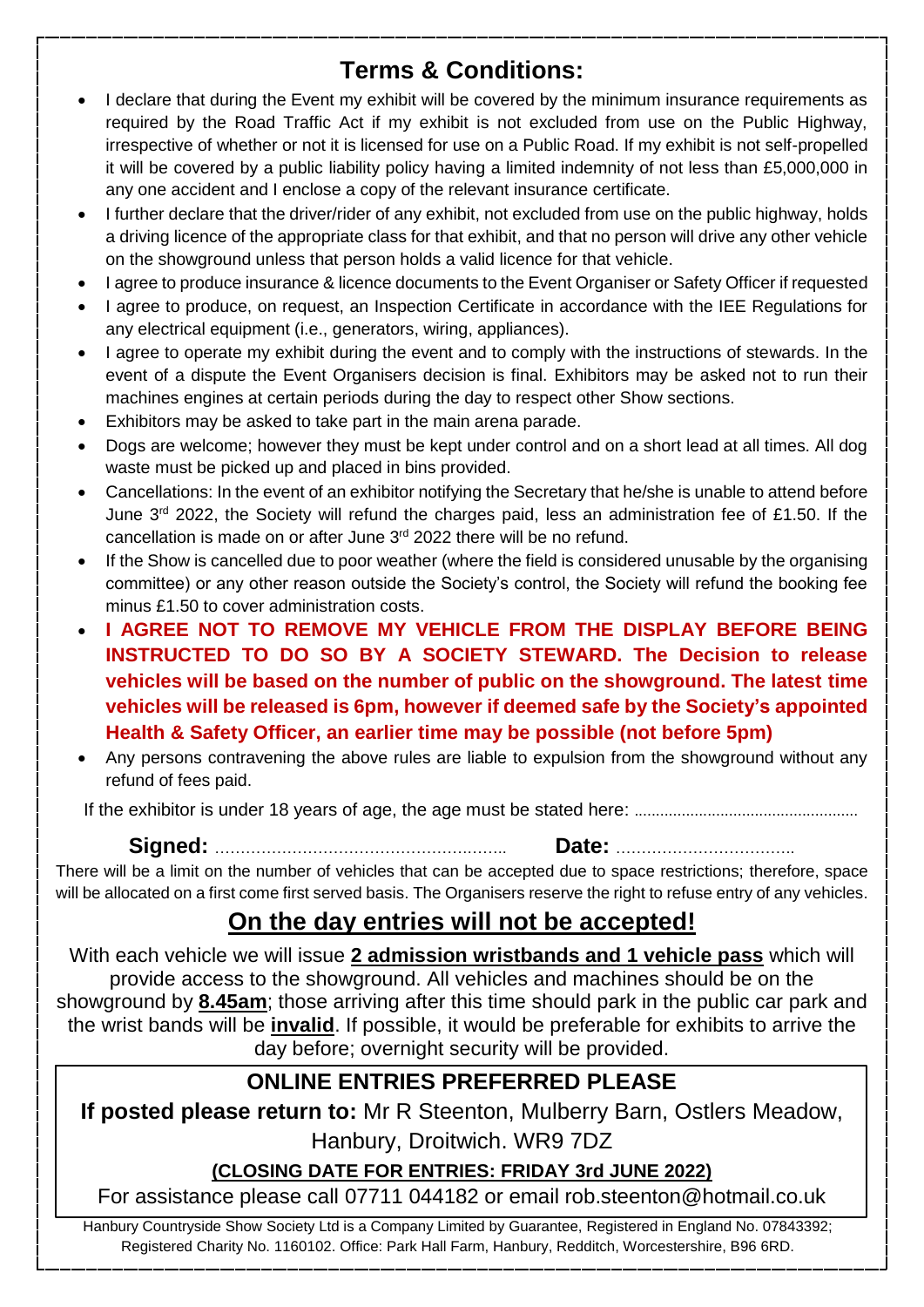## Terms & Conditions:

- I declare that during the Event my exhibit will be covered by the minimum insurance requirements as required by the Road Traffic Act if my exhibit is not excluded from use on the Public Highway, irrespective of whether or not it is licensed for use on a Public Road. If my exhibit is not self-propelled it will be covered by a public liability policy having a limited indemnity of not less than £5,000,000 in any one accident and I enclose a copy of the relevant insurance certificate.
- I further declare that the driver/rider of any exhibit, not excluded from use on the public highway, holds a driving licence of the appropriate class for that exhibit, and that no person will drive any other vehicle on the showground unless that person holds a valid licence for that vehicle.
- I agree to produce insurance & licence documents to the Event Organiser or Safety Officer if requested
- I agree to produce, on request, an Inspection Certificate in accordance with the IEE Regulations for any electrical equipment (i.e., generators, wiring, appliances).
- I agree to operate my exhibit during the event and to comply with the instructions of stewards. In the event of a dispute the Event Organisers decision is final. Exhibitors may be asked not to run their machines engines at certain periods during the day to respect other Show sections.
- Exhibitors may be asked to take part in the main arena parade.
- Dogs are welcome; however they must be kept under control and on a short lead at all times. All dog waste must be picked up and placed in bins provided.
- Cancellations: In the event of an exhibitor notifying the Secretary that he/she is unable to attend before June 3rd 2022, the Society will refund the charges paid, less an administration fee of £1.50. If the cancellation is made on or after June 3rd 2022 there will be no refund.
- If the Show is cancelled due to poor weather (where the field is considered unusable by the organising committee) or any other reason outside the Society's control, the Society will refund the booking fee minus £1.50 to cover administration costs.
- **I AGREE NOT TO REMOVE MY VEHICLE FROM THE DISPLAY BEFORE BEING INSTRUCTED TO DO SO BY A SOCIETY STEWARD. The Decision to release vehicles will be based on the number of public on the showground. The latest time vehicles will be released is 6pm, however if deemed safe by the Society's appointed Health & Safety Officer, an earlier time may be possible (not before 5pm)**
- Any persons contravening the above rules are liable to expulsion from the showground without any refund of fees paid.

If the exhibitor is under 18 years of age, the age must be stated here: ....................................................

**Signed:** ........................................................ **Date:** ..................................

There will be a limit on the number of vehicles that can be accepted due to space restrictions; therefore, space will be allocated on a first come first served basis. The Organisers reserve the right to refuse entry of any vehicles.

## On the day entries will not be accepted!

With each vehicle we will issue **2 admission wristbands and 1 vehicle pass** which will provide access to the showground. All vehicles and machines should be on the showground by **8.45am**; those arriving after this time should park in the public car park and the wrist bands will be **invalid**. If possible, it would be preferable for exhibits to arrive the day before; overnight security will be provided.

### ONLINE ENTRIES PREFERRED PLEASE

**If posted please return to:** Mr R Steenton, Mulberry Barn, Ostlers Meadow, Hanbury, Droitwich. WR9 7DZ

**(CLOSING DATE FOR ENTRIES: FRIDAY 3rd JUNE 2022)**

For assistance please call 07711 044182 or email rob.steenton@hotmail.co.uk

Hanbury Countryside Show Society Ltd is a Company Limited by Guarantee, Registered in England No. 07843392; Registered Charity No. 1160102. Office: Park Hall Farm, Hanbury, Redditch, Worcestershire, B96 6RD.